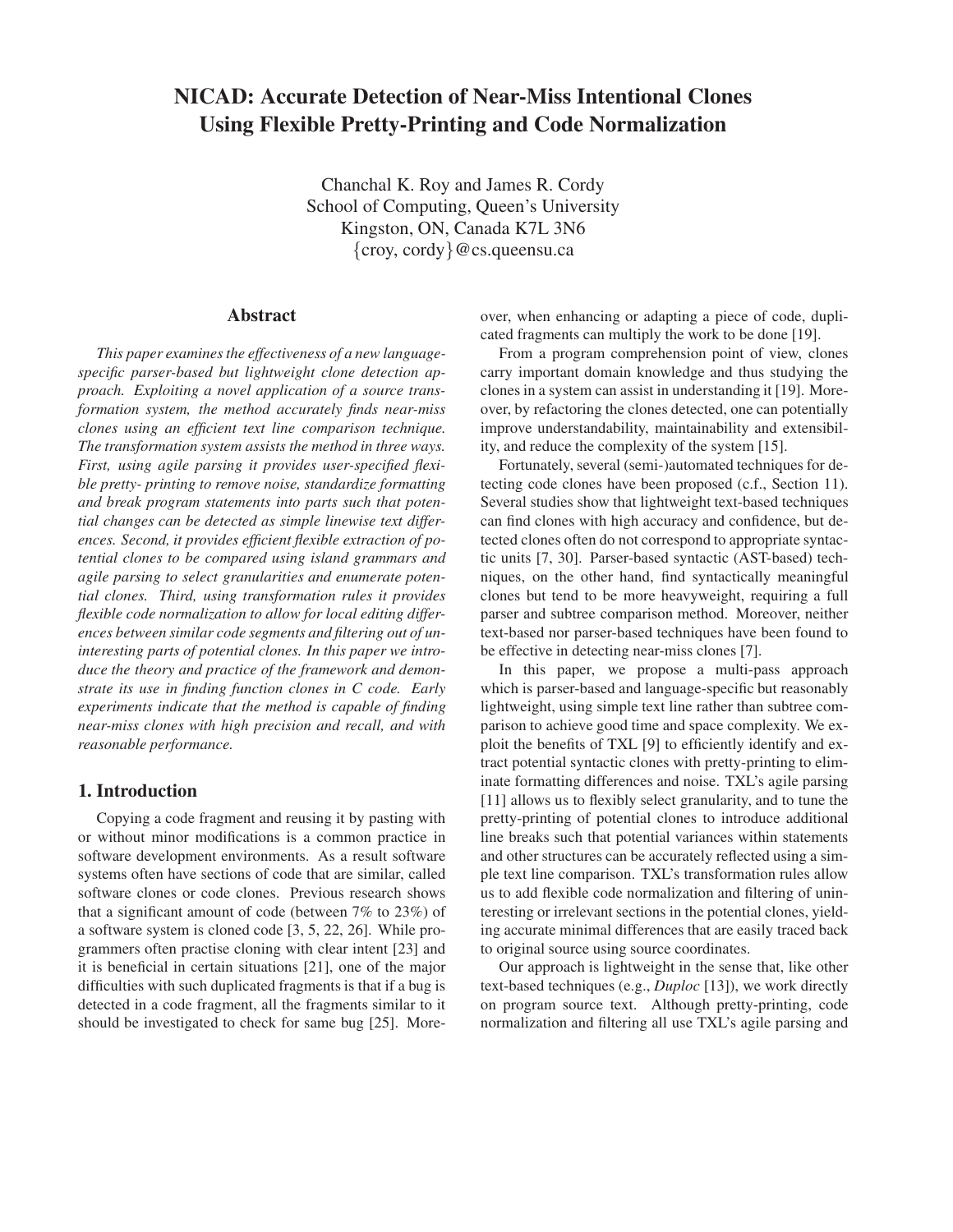# NICAD: Accurate Detection of Near-Miss Intentional Clones Using Flexible Pretty-Printing and Code Normalization

Chanchal K. Roy and James R. Cordy
School of Computing, Queen's University
Kingston, ON, Canada K7L 3N6
{croy, cordy}@cs.queensu.ca

## Abstract

*This paper examines the effectiveness of a new language-specific parser-based but lightweight clone detection approach. Exploiting a novel application of a source transformation system, the method accurately finds near-miss clones using an efficient text line comparison technique. The transformation system assists the method in three ways. First, using agile parsing it provides user-specified flexible pretty- printing to remove noise, standardize formatting and break program statements into parts such that potential changes can be detected as simple linewise text differences. Second, it provides efficient flexible extraction of potential clones to be compared using island grammars and agile parsing to select granularities and enumerate potential clones. Third, using transformation rules it provides flexible code normalization to allow for local editing differences between similar code segments and filtering out of uninteresting parts of potential clones. In this paper we introduce the theory and practice of the framework and demonstrate its use in finding function clones in C code. Early experiments indicate that the method is capable of finding near-miss clones with high precision and recall, and with reasonable performance.*

## 1. Introduction

Copying a code fragment and reusing it by pasting with or without minor modifications is a common practice in software development environments. As a result software systems often have sections of code that are similar, called software clones or code clones. Previous research shows that a significant amount of code (between 7% to 23%) of a software system is cloned code [3, 5, 22, 26]. While programmers often practise cloning with clear intent [23] and it is beneficial in certain situations [21], one of the major difficulties with such duplicated fragments is that if a bug is detected in a code fragment, all the fragments similar to it should be investigated to check for same bug [25]. Moreover, when enhancing or adapting a piece of code, duplicated fragments can multiply the work to be done [19].

From a program comprehension point of view, clones carry important domain knowledge and thus studying the clones in a system can assist in understanding it [19]. Moreover, by refactoring the clones detected, one can potentially improve understandability, maintainability and extensibility, and reduce the complexity of the system [15].

Fortunately, several (semi-)automated techniques for detecting code clones have been proposed (c.f., Section 11). Several studies show that lightweight text-based techniques can find clones with high accuracy and confidence, but detected clones often do not correspond to appropriate syntactic units [7, 30]. Parser-based syntactic (AST-based) techniques, on the other hand, find syntactically meaningful clones but tend to be more heavyweight, requiring a full parser and subtree comparison method. Moreover, neither text-based nor parser-based techniques have been found to be effective in detecting near-miss clones [7].

In this paper, we propose a multi-pass approach which is parser-based and language-specific but reasonably lightweight, using simple text line rather than subtree comparison to achieve good time and space complexity. We exploit the benefits of TXL [9] to efficiently identify and extract potential syntactic clones with pretty-printing to eliminate formatting differences and noise. TXL's agile parsing [11] allows us to flexibly select granularity, and to tune the pretty-printing of potential clones to introduce additional line breaks such that potential variances within statements and other structures can be accurately reflected using a simple text line comparison. TXL's transformation rules allow us to add flexible code normalization and filtering of uninteresting or irrelevant sections in the potential clones, yielding accurate minimal differences that are easily traced back to original source using source coordinates.

Our approach is lightweight in the sense that, like other text-based techniques (e.g., *Duploc* [13]), we work directly on program source text. Although pretty-printing, code normalization and filtering all use TXL's agile parsing and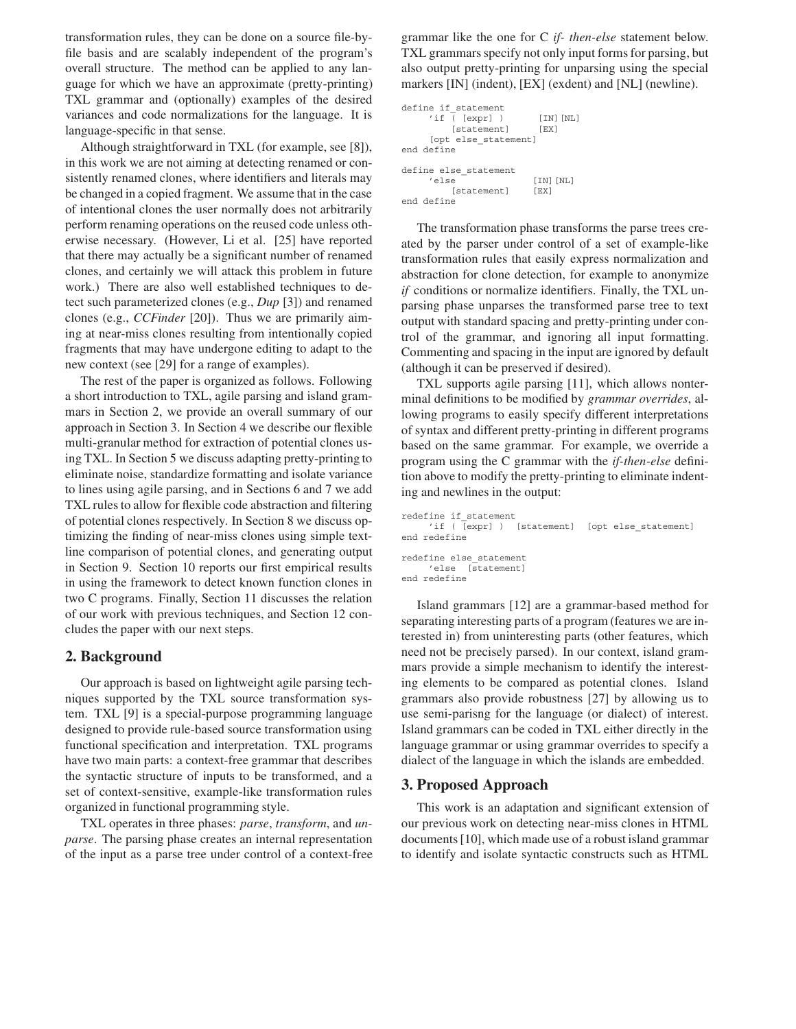transformation rules, they can be done on a source file-by-file basis and are scalably independent of the program's overall structure. The method can be applied to any language for which we have an approximate (pretty-printing) TXL grammar and (optionally) examples of the desired variances and code normalizations for the language. It is language-specific in that sense.

Although straightforward in TXL (for example, see [8]), in this work we are not aiming at detecting renamed or consistently renamed clones, where identifiers and literals may be changed in a copied fragment. We assume that in the case of intentional clones the user normally does not arbitrarily perform renaming operations on the reused code unless otherwise necessary. (However, Li et al. [25] have reported that there may actually be a significant number of renamed clones, and certainly we will attack this problem in future work.) There are also well established techniques to detect such parameterized clones (e.g., *Dup* [3]) and renamed clones (e.g., *CCFinder* [20]). Thus we are primarily aiming at near-miss clones resulting from intentionally copied fragments that may have undergone editing to adapt to the new context (see [29] for a range of examples).

The rest of the paper is organized as follows. Following a short introduction to TXL, agile parsing and island grammars in Section 2, we provide an overall summary of our approach in Section 3. In Section 4 we describe our flexible multi-granular method for extraction of potential clones using TXL. In Section 5 we discuss adapting pretty-printing to eliminate noise, standardize formatting and isolate variance to lines using agile parsing, and in Sections 6 and 7 we add TXL rules to allow for flexible code abstraction and filtering of potential clones respectively. In Section 8 we discuss optimizing the finding of near-miss clones using simple text-line comparison of potential clones, and generating output in Section 9. Section 10 reports our first empirical results in using the framework to detect known function clones in two C programs. Finally, Section 11 discusses the relation of our work with previous techniques, and Section 12 concludes the paper with our next steps.

## 2. Background

Our approach is based on lightweight agile parsing techniques supported by the TXL source transformation system. TXL [9] is a special-purpose programming language designed to provide rule-based source transformation using functional specification and interpretation. TXL programs have two main parts: a context-free grammar that describes the syntactic structure of inputs to be transformed, and a set of context-sensitive, example-like transformation rules organized in functional programming style.

TXL operates in three phases: *parse*, *transform*, and *unparse*. The parsing phase creates an internal representation of the input as a parse tree under control of a context-free grammar like the one for C *if- then-else* statement below. TXL grammars specify not only input forms for parsing, but also output pretty-printing for unparsing using the special markers [IN] (indent), [EX] (exdent) and [NL] (newline).

```
define if_statement
     'if ( [expr] )       [IN][NL]
         [statement]      [EX]
     [opt else_statement]
end define

define else_statement
     'else               [IN][NL]
         [statement]     [EX]
end define
```

The transformation phase transforms the parse trees created by the parser under control of a set of example-like transformation rules that easily express normalization and abstraction for clone detection, for example to anonymize *if* conditions or normalize identifiers. Finally, the TXL unparsing phase unparses the transformed parse tree to text output with standard spacing and pretty-printing under control of the grammar, and ignoring all input formatting. Commenting and spacing in the input are ignored by default (although it can be preserved if desired).

TXL supports agile parsing [11], which allows nonterminal definitions to be modified by *grammar overrides*, allowing programs to easily specify different interpretations of syntax and different pretty-printing in different programs based on the same grammar. For example, we override a program using the C grammar with the *if-then-else* definition above to modify the pretty-printing to eliminate indenting and newlines in the output:

```
redefine if_statement
     'if ( [expr] )  [statement]  [opt else_statement]
end redefine

redefine else_statement
     'else  [statement]
end redefine
```

Island grammars [12] are a grammar-based method for separating interesting parts of a program (features we are interested in) from uninteresting parts (other features, which need not be precisely parsed). In our context, island grammars provide a simple mechanism to identify the interesting elements to be compared as potential clones. Island grammars also provide robustness [27] by allowing us to use semi-parisng for the language (or dialect) of interest. Island grammars can be coded in TXL either directly in the language grammar or using grammar overrides to specify a dialect of the language in which the islands are embedded.

## 3. Proposed Approach

This work is an adaptation and significant extension of our previous work on detecting near-miss clones in HTML documents [10], which made use of a robust island grammar to identify and isolate syntactic constructs such as HTML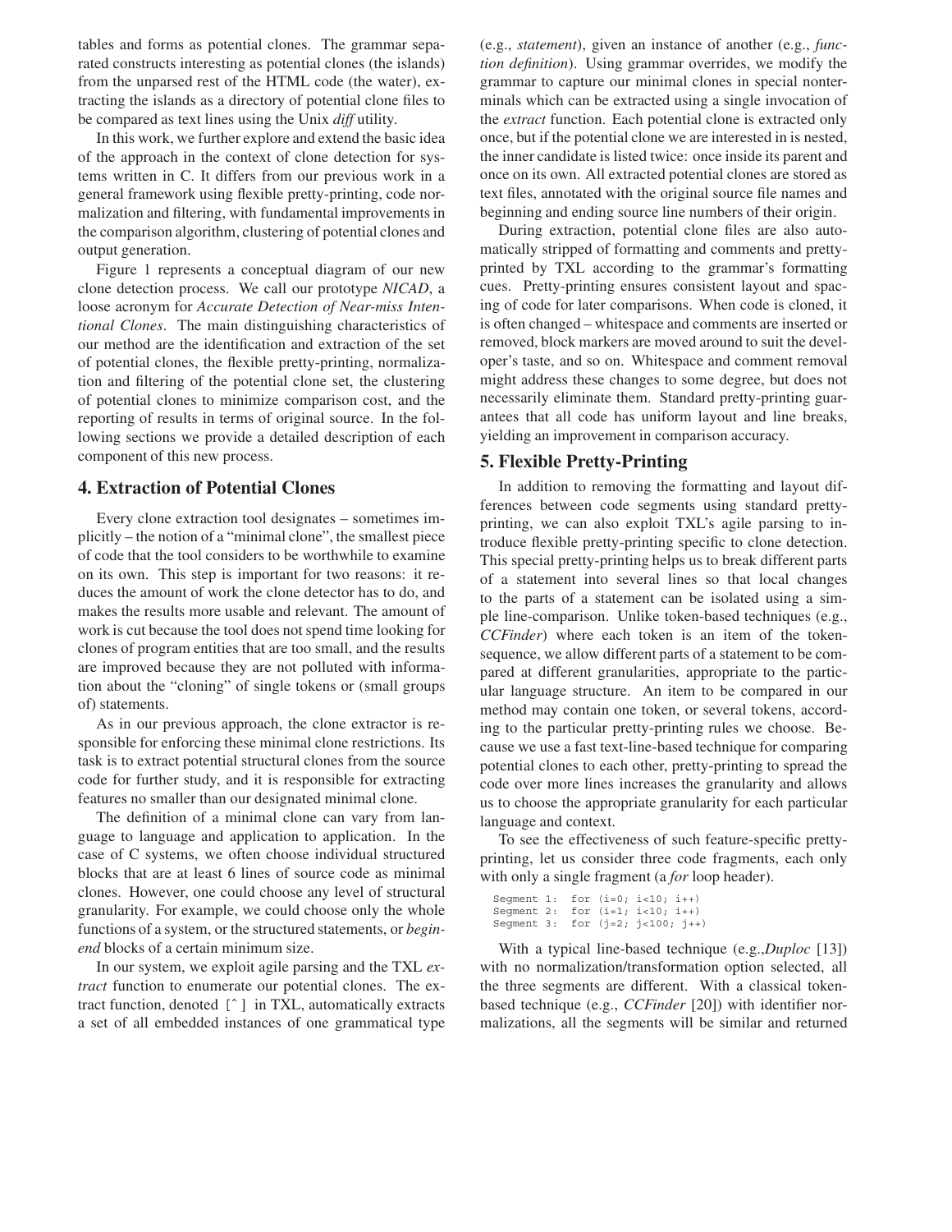tables and forms as potential clones. The grammar separated constructs interesting as potential clones (the islands) from the unparsed rest of the HTML code (the water), extracting the islands as a directory of potential clone files to be compared as text lines using the Unix *diff* utility.

In this work, we further explore and extend the basic idea of the approach in the context of clone detection for systems written in C. It differs from our previous work in a general framework using flexible pretty-printing, code normalization and filtering, with fundamental improvements in the comparison algorithm, clustering of potential clones and output generation.

Figure 1 represents a conceptual diagram of our new clone detection process. We call our prototype *NICAD*, a loose acronym for *Accurate Detection of Near-miss Intentional Clones*. The main distinguishing characteristics of our method are the identification and extraction of the set of potential clones, the flexible pretty-printing, normalization and filtering of the potential clone set, the clustering of potential clones to minimize comparison cost, and the reporting of results in terms of original source. In the following sections we provide a detailed description of each component of this new process.

## 4. Extraction of Potential Clones

Every clone extraction tool designates – sometimes implicitly – the notion of a "minimal clone", the smallest piece of code that the tool considers to be worthwhile to examine on its own. This step is important for two reasons: it reduces the amount of work the clone detector has to do, and makes the results more usable and relevant. The amount of work is cut because the tool does not spend time looking for clones of program entities that are too small, and the results are improved because they are not polluted with information about the "cloning" of single tokens or (small groups of) statements.

As in our previous approach, the clone extractor is responsible for enforcing these minimal clone restrictions. Its task is to extract potential structural clones from the source code for further study, and it is responsible for extracting features no smaller than our designated minimal clone.

The definition of a minimal clone can vary from language to language and application to application. In the case of C systems, we often choose individual structured blocks that are at least 6 lines of source code as minimal clones. However, one could choose any level of structural granularity. For example, we could choose only the whole functions of a system, or the structured statements, or *begin-end* blocks of a certain minimum size.

In our system, we exploit agile parsing and the TXL *extract* function to enumerate our potential clones. The extract function, denoted [^] in TXL, automatically extracts a set of all embedded instances of one grammatical type (e.g., *statement*), given an instance of another (e.g., *function definition*). Using grammar overrides, we modify the grammar to capture our minimal clones in special nonterminals which can be extracted using a single invocation of the *extract* function. Each potential clone is extracted only once, but if the potential clone we are interested in is nested, the inner candidate is listed twice: once inside its parent and once on its own. All extracted potential clones are stored as text files, annotated with the original source file names and beginning and ending source line numbers of their origin.

During extraction, potential clone files are also automatically stripped of formatting and comments and pretty-printed by TXL according to the grammar's formatting cues. Pretty-printing ensures consistent layout and spacing of code for later comparisons. When code is cloned, it is often changed – whitespace and comments are inserted or removed, block markers are moved around to suit the developer's taste, and so on. Whitespace and comment removal might address these changes to some degree, but does not necessarily eliminate them. Standard pretty-printing guarantees that all code has uniform layout and line breaks, yielding an improvement in comparison accuracy.

## 5. Flexible Pretty-Printing

In addition to removing the formatting and layout differences between code segments using standard pretty-printing, we can also exploit TXL's agile parsing to introduce flexible pretty-printing specific to clone detection. This special pretty-printing helps us to break different parts of a statement into several lines so that local changes to the parts of a statement can be isolated using a simple line-comparison. Unlike token-based techniques (e.g., *CCFinder*) where each token is an item of the token-sequence, we allow different parts of a statement to be compared at different granularities, appropriate to the particular language structure. An item to be compared in our method may contain one token, or several tokens, according to the particular pretty-printing rules we choose. Because we use a fast text-line-based technique for comparing potential clones to each other, pretty-printing to spread the code over more lines increases the granularity and allows us to choose the appropriate granularity for each particular language and context.

To see the effectiveness of such feature-specific pretty-printing, let us consider three code fragments, each only with only a single fragment (a *for* loop header).

```
Segment 1:  for (i=0; i<10; i++)
Segment 2:  for (i=1; i<10; i++)
Segment 3:  for (j=2; j<100; j++)
```

With a typical line-based technique (e.g.,*Duploc* [13]) with no normalization/transformation option selected, all the three segments are different. With a classical token-based technique (e.g., *CCFinder* [20]) with identifier normalizations, all the segments will be similar and returned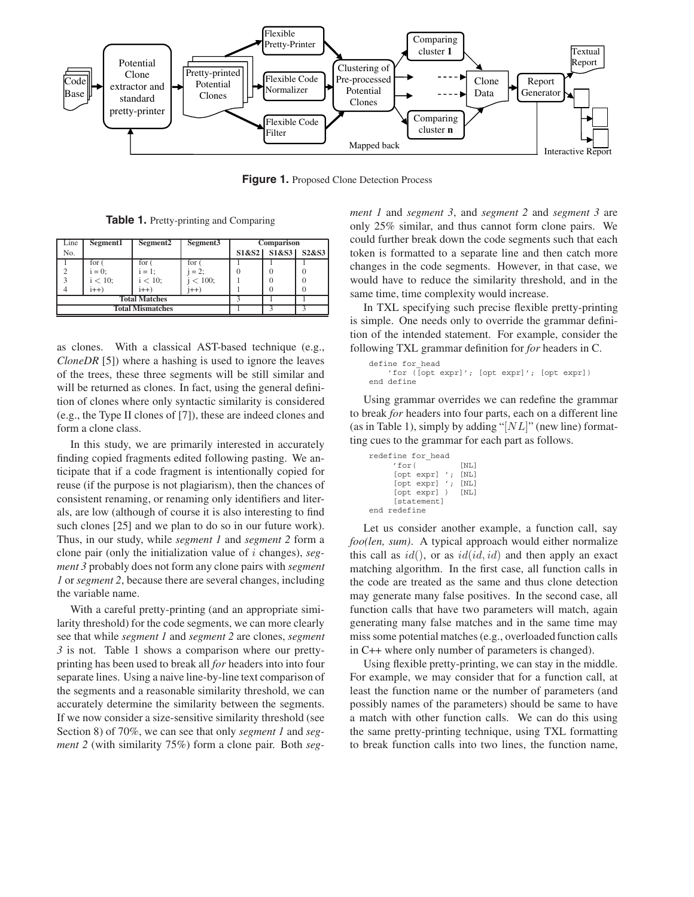Code Base

Potential Clone extractor and standard pretty-printer

Pretty-printed Potential Clones

Flexible Pretty-Printer

Flexible Code Normalizer

Flexible Code Filter

Clustering of Pre-processed Potential Clones

Comparing cluster **1**

Comparing cluster **n**

Clone Data

Report Generator

Textual Report

Interactive Report

Mapped back

**Figure 1.** Proposed Clone Detection Process

**Table 1.** Pretty-printing and Comparing

| Line No. | Segment1 | Segment2 | Segment3 | Comparison | | |
|---|---|---|---|---|---|---|
| | | | | S1&S2 | S1&S3 | S2&S3 |
| 1 | for ( | for ( | for ( | 1 | 1 | 1 |
| 2 | i = 0; | i = 1; | j = 2; | 0 | 0 | 0 |
| 3 | i < 10; | i < 10; | j < 100; | 1 | 0 | 0 |
| 4 | i++) | i++) | j++) | 1 | 0 | 0 |
| Total Matches | | | | 3 | 1 | 1 |
| Total Mismatches | | | | 1 | 3 | 3 |

as clones. With a classical AST-based technique (e.g., *CloneDR* [5]) where a hashing is used to ignore the leaves of the trees, these three segments will be still similar and will be returned as clones. In fact, using the general definition of clones where only syntactic similarity is considered (e.g., the Type II clones of [7]), these are indeed clones and form a clone class.

In this study, we are primarily interested in accurately finding copied fragments edited following pasting. We anticipate that if a code fragment is intentionally copied for reuse (if the purpose is not plagiarism), then the chances of consistent renaming, or renaming only identifiers and literals, are low (although of course it is also interesting to find such clones [25] and we plan to do so in our future work). Thus, in our study, while *segment 1* and *segment 2* form a clone pair (only the initialization value of $i$ changes), *segment 3* probably does not form any clone pairs with *segment 1* or *segment 2*, because there are several changes, including the variable name.

With a careful pretty-printing (and an appropriate similarity threshold) for the code segments, we can more clearly see that while *segment 1* and *segment 2* are clones, *segment 3* is not. Table 1 shows a comparison where our pretty-printing has been used to break all *for* headers into into four separate lines. Using a naive line-by-line text comparison of the segments and a reasonable similarity threshold, we can accurately determine the similarity between the segments. If we now consider a size-sensitive similarity threshold (see Section 8) of 70%, we can see that only *segment 1* and *segment 2* (with similarity 75%) form a clone pair. Both *segment 1* and *segment 3*, and *segment 2* and *segment 3* are only 25% similar, and thus cannot form clone pairs. We could further break down the code segments such that each token is formatted to a separate line and then catch more changes in the code segments. However, in that case, we would have to reduce the similarity threshold, and in the same time, time complexity would increase.

In TXL specifying such precise flexible pretty-printing is simple. One needs only to override the grammar definition of the intended statement. For example, consider the following TXL grammar definition for *for* headers in C.

```
define for_head
    'for ([opt expr]'; [opt expr]'; [opt expr])
end define
```

Using grammar overrides we can redefine the grammar to break *for* headers into four parts, each on a different line (as in Table 1), simply by adding "$[NL]$" (new line) formatting cues to the grammar for each part as follows.

```
redefine for_head
     'for(          [NL]
     [opt expr] '; [NL]
     [opt expr] '; [NL]
     [opt expr] )  [NL]
     [statement]
end redefine
```

Let us consider another example, a function call, say *foo(len, sum)*. A typical approach would either normalize this call as $id()$, or as $id(id, id)$ and then apply an exact matching algorithm. In the first case, all function calls in the code are treated as the same and thus clone detection may generate many false positives. In the second case, all function calls that have two parameters will match, again generating many false matches and in the same time may miss some potential matches (e.g., overloaded function calls in C++ where only number of parameters is changed).

Using flexible pretty-printing, we can stay in the middle. For example, we may consider that for a function call, at least the function name or the number of parameters (and possibly names of the parameters) should be same to have a match with other function calls. We can do this using the same pretty-printing technique, using TXL formatting to break function calls into two lines, the function name,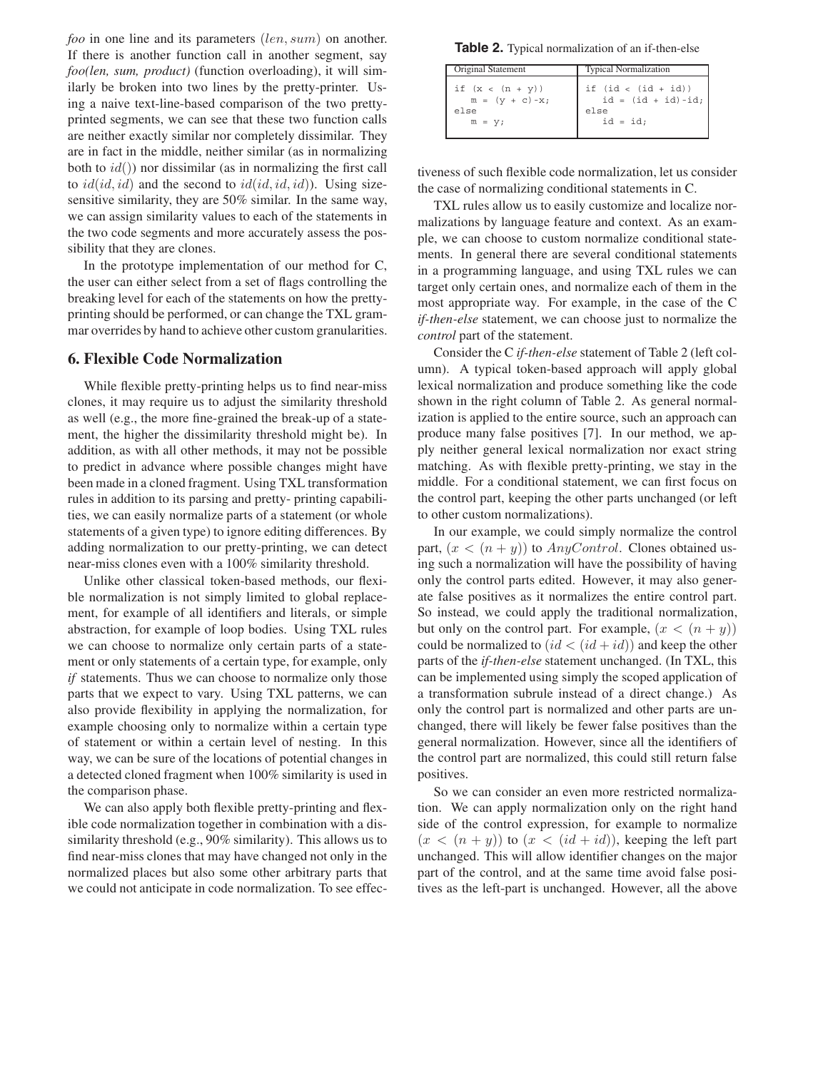*foo* in one line and its parameters $(len, sum)$ on another. If there is another function call in another segment, say *foo(len, sum, product)* (function overloading), it will similarly be broken into two lines by the pretty-printer. Using a naive text-line-based comparison of the two pretty-printed segments, we can see that these two function calls are neither exactly similar nor completely dissimilar. They are in fact in the middle, neither similar (as in normalizing both to $id()$) nor dissimilar (as in normalizing the first call to $id(id, id)$ and the second to $id(id, id, id)$). Using size-sensitive similarity, they are 50% similar. In the same way, we can assign similarity values to each of the statements in the two code segments and more accurately assess the possibility that they are clones.

In the prototype implementation of our method for C, the user can either select from a set of flags controlling the breaking level for each of the statements on how the pretty-printing should be performed, or can change the TXL grammar overrides by hand to achieve other custom granularities.

## 6. Flexible Code Normalization

While flexible pretty-printing helps us to find near-miss clones, it may require us to adjust the similarity threshold as well (e.g., the more fine-grained the break-up of a statement, the higher the dissimilarity threshold might be). In addition, as with all other methods, it may not be possible to predict in advance where possible changes might have been made in a cloned fragment. Using TXL transformation rules in addition to its parsing and pretty- printing capabilities, we can easily normalize parts of a statement (or whole statements of a given type) to ignore editing differences. By adding normalization to our pretty-printing, we can detect near-miss clones even with a 100% similarity threshold.

Unlike other classical token-based methods, our flexible normalization is not simply limited to global replacement, for example of all identifiers and literals, or simple abstraction, for example of loop bodies. Using TXL rules we can choose to normalize only certain parts of a statement or only statements of a certain type, for example, only *if* statements. Thus we can choose to normalize only those parts that we expect to vary. Using TXL patterns, we can also provide flexibility in applying the normalization, for example choosing only to normalize within a certain type of statement or within a certain level of nesting. In this way, we can be sure of the locations of potential changes in a detected cloned fragment when 100% similarity is used in the comparison phase.

We can also apply both flexible pretty-printing and flexible code normalization together in combination with a dissimilarity threshold (e.g., 90% similarity). This allows us to find near-miss clones that may have changed not only in the normalized places but also some other arbitrary parts that we could not anticipate in code normalization. To see effectiveness of such flexible code normalization, let us consider the case of normalizing conditional statements in C.

**Table 2.** Typical normalization of an if-then-else

| Original Statement | Typical Normalization |
| --- | --- |
| `if (x < (n + y))`<br>`   m = (y + c)-x;`<br>`else`<br>`   m = y;` | `if (id < (id + id))`<br>`   id = (id + id)-id;`<br>`else`<br>`   id = id;` |

TXL rules allow us to easily customize and localize normalizations by language feature and context. As an example, we can choose to custom normalize conditional statements. In general there are several conditional statements in a programming language, and using TXL rules we can target only certain ones, and normalize each of them in the most appropriate way. For example, in the case of the C *if-then-else* statement, we can choose just to normalize the *control* part of the statement.

Consider the C *if-then-else* statement of Table 2 (left column). A typical token-based approach will apply global lexical normalization and produce something like the code shown in the right column of Table 2. As general normalization is applied to the entire source, such an approach can produce many false positives [7]. In our method, we apply neither general lexical normalization nor exact string matching. As with flexible pretty-printing, we stay in the middle. For a conditional statement, we can first focus on the control part, keeping the other parts unchanged (or left to other custom normalizations).

In our example, we could simply normalize the control part, $(x < (n + y))$ to $AnyControl$. Clones obtained using such a normalization will have the possibility of having only the control parts edited. However, it may also generate false positives as it normalizes the entire control part. So instead, we could apply the traditional normalization, but only on the control part. For example, $(x < (n + y))$ could be normalized to $(id < (id + id))$ and keep the other parts of the *if-then-else* statement unchanged. (In TXL, this can be implemented using simply the scoped application of a transformation subrule instead of a direct change.) As only the control part is normalized and other parts are unchanged, there will likely be fewer false positives than the general normalization. However, since all the identifiers of the control part are normalized, this could still return false positives.

So we can consider an even more restricted normalization. We can apply normalization only on the right hand side of the control expression, for example to normalize $(x < (n + y))$ to $(x < (id + id))$, keeping the left part unchanged. This will allow identifier changes on the major part of the control, and at the same time avoid false positives as the left-part is unchanged. However, all the above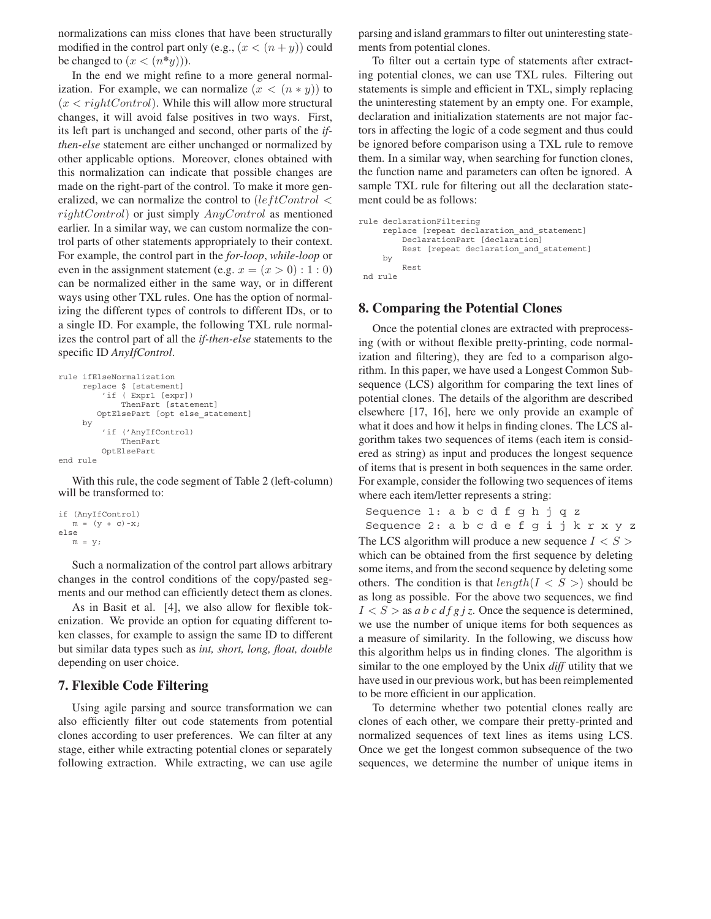normalizations can miss clones that have been structurally modified in the control part only (e.g., $(x < (n + y))$ could be changed to $(x < (n{*}y))$).

In the end we might refine to a more general normalization. For example, we can normalize $(x < (n * y))$ to $(x < rightControl)$. While this will allow more structural changes, it will avoid false positives in two ways. First, its left part is unchanged and second, other parts of the *if-then-else* statement are either unchanged or normalized by other applicable options. Moreover, clones obtained with this normalization can indicate that possible changes are made on the right-part of the control. To make it more generalized, we can normalize the control to $(leftControl < rightControl)$ or just simply $AnyControl$ as mentioned earlier. In a similar way, we can custom normalize the control parts of other statements appropriately to their context. For example, the control part in the *for-loop*, *while-loop* or even in the assignment statement (e.g. $x = (x > 0) : 1 : 0$) can be normalized either in the same way, or in different ways using other TXL rules. One has the option of normalizing the different types of controls to different IDs, or to a single ID. For example, the following TXL rule normalizes the control part of all the *if-then-else* statements to the specific ID *AnyIfControl*.

```
rule ifElseNormalization
     replace $ [statement]
         'if ( Expr1 [expr])
             ThenPart [statement]
        OptElsePart [opt else_statement]
     by
         'if ('AnyIfControl)
             ThenPart
         OptElsePart
end rule
```

With this rule, the code segment of Table 2 (left-column) will be transformed to:

```
if (AnyIfControl)
   m = (y + c)-x;
else
   m = y;
```

Such a normalization of the control part allows arbitrary changes in the control conditions of the copy/pasted segments and our method can efficiently detect them as clones.

As in Basit et al. [4], we also allow for flexible tokenization. We provide an option for equating different token classes, for example to assign the same ID to different but similar data types such as *int, short, long, float, double* depending on user choice.

## 7. Flexible Code Filtering

Using agile parsing and source transformation we can also efficiently filter out code statements from potential clones according to user preferences. We can filter at any stage, either while extracting potential clones or separately following extraction. While extracting, we can use agile parsing and island grammars to filter out uninteresting statements from potential clones.

To filter out a certain type of statements after extracting potential clones, we can use TXL rules. Filtering out statements is simple and efficient in TXL, simply replacing the uninteresting statement by an empty one. For example, declaration and initialization statements are not major factors in affecting the logic of a code segment and thus could be ignored before comparison using a TXL rule to remove them. In a similar way, when searching for function clones, the function name and parameters can often be ignored. A sample TXL rule for filtering out all the declaration statement could be as follows:

```
rule declarationFiltering
     replace [repeat declaration_and_statement]
         DeclarationPart [declaration]
         Rest [repeat declaration_and_statement]
     by
         Rest
 nd rule
```

## 8. Comparing the Potential Clones

Once the potential clones are extracted with preprocessing (with or without flexible pretty-printing, code normalization and filtering), they are fed to a comparison algorithm. In this paper, we have used a Longest Common Subsequence (LCS) algorithm for comparing the text lines of potential clones. The details of the algorithm are described elsewhere [17, 16], here we only provide an example of what it does and how it helps in finding clones. The LCS algorithm takes two sequences of items (each item is considered as string) as input and produces the longest sequence of items that is present in both sequences in the same order. For example, consider the following two sequences of items where each item/letter represents a string:

```
Sequence 1: a b c d f g h j q z
Sequence 2: a b c d e f g i j k r x y z
```

The LCS algorithm will produce a new sequence $I < S >$ which can be obtained from the first sequence by deleting some items, and from the second sequence by deleting some others. The condition is that $length(I < S >)$ should be as long as possible. For the above two sequences, we find $I < S >$ as *a b c d f g j z*. Once the sequence is determined, we use the number of unique items for both sequences as a measure of similarity. In the following, we discuss how this algorithm helps us in finding clones. The algorithm is similar to the one employed by the Unix *diff* utility that we have used in our previous work, but has been reimplemented to be more efficient in our application.

To determine whether two potential clones really are clones of each other, we compare their pretty-printed and normalized sequences of text lines as items using LCS. Once we get the longest common subsequence of the two sequences, we determine the number of unique items in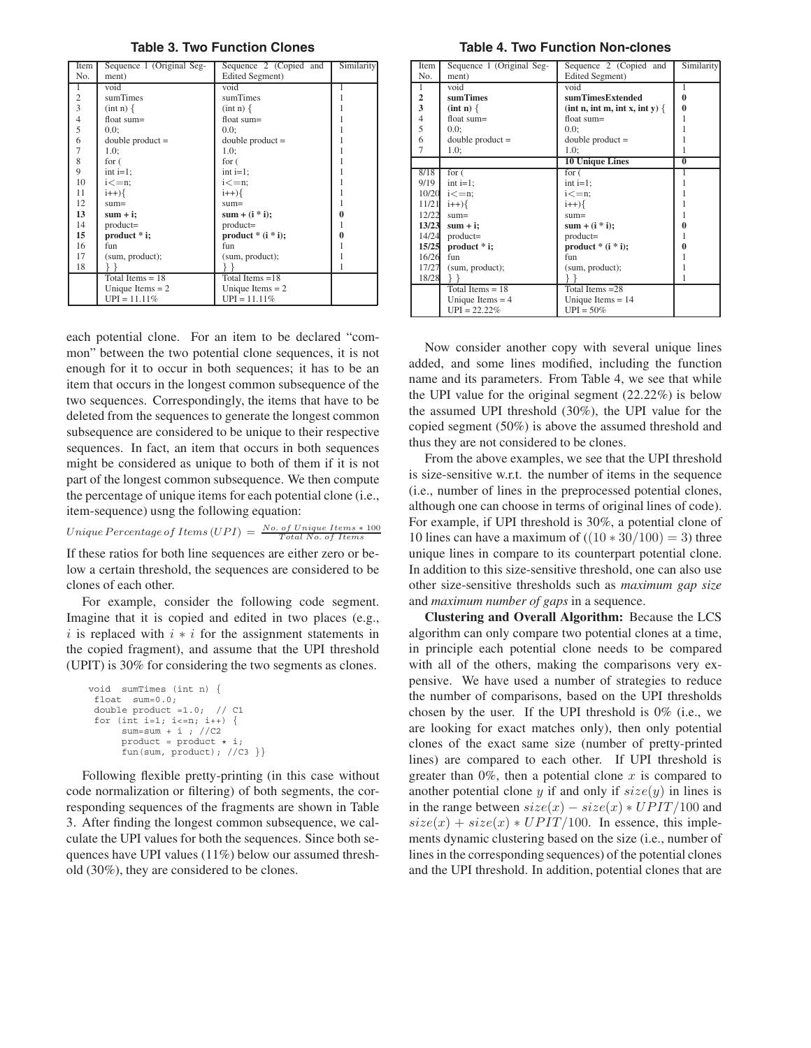**Table 3. Two Function Clones**

| Item No. | Sequence 1 (Original Segment) | Sequence 2 (Copied and Edited Segment) | Similarity |
|---|---|---|---|
| 1 | void | void | 1 |
| 2 | sumTimes | sumTimes | 1 |
| 3 | (int n) { | (int n) { | 1 |
| 4 | float sum= | float sum= | 1 |
| 5 | 0.0; | 0.0; | 1 |
| 6 | double product = | double product = | 1 |
| 7 | 1.0; | 1.0; | 1 |
| 8 | for ( | for ( | 1 |
| 9 | int i=1; | int i=1; | 1 |
| 10 | i<=n; | i<=n; | 1 |
| 11 | i++){ | i++){ | 1 |
| 12 | sum= | sum= | 1 |
| **13** | **sum + i;** | **sum + (i * i);** | **0** |
| 14 | product= | product= | 1 |
| **15** | **product * i;** | **product * (i * i);** | **0** |
| 16 | fun | fun | 1 |
| 17 | (sum, product); | (sum, product); | 1 |
| 18 | } } | } } | 1 |
| | Total Items = 18<br>Unique Items = 2<br>UPI = 11.11% | Total Items =18<br>Unique Items = 2<br>UPI = 11.11% | |

each potential clone. For an item to be declared "common" between the two potential clone sequences, it is not enough for it to occur in both sequences; it has to be an item that occurs in the longest common subsequence of the two sequences. Correspondingly, the items that have to be deleted from the sequences to generate the longest common subsequence are considered to be unique to their respective sequences. In fact, an item that occurs in both sequences might be considered as unique to both of them if it is not part of the longest common subsequence. We then compute the percentage of unique items for each potential clone (i.e., item-sequence) usng the following equation:

$$Unique\, Percentage\, of\, Items\, (UPI) = \frac{No.\, of\, Unique\, Items * 100}{Total\, No.\, of\, Items}$$

If these ratios for both line sequences are either zero or below a certain threshold, the sequences are considered to be clones of each other.

For example, consider the following code segment. Imagine that it is copied and edited in two places (e.g., $i$ is replaced with $i * i$ for the assignment statements in the copied fragment), and assume that the UPI threshold (UPIT) is 30% for considering the two segments as clones.

```
void  sumTimes (int n) {
 float  sum=0.0;
 double product =1.0;  // C1
 for (int i=1; i<=n; i++) {
      sum=sum + i ; //C2
      product = product * i;
      fun(sum, product); //C3 }}
```

Following flexible pretty-printing (in this case without code normalization or filtering) of both segments, the corresponding sequences of the fragments are shown in Table 3. After finding the longest common subsequence, we calculate the UPI values for both the sequences. Since both sequences have UPI values (11%) below our assumed threshold (30%), they are considered to be clones.

**Table 4. Two Function Non-clones**

| Item No. | Sequence 1 (Original Segment) | Sequence 2 (Copied and Edited Segment) | Similarity |
|---|---|---|---|
| 1 | void | void | 1 |
| **2** | **sumTimes** | **sumTimesExtended** | **0** |
| **3** | **(int n) {** | **(int n, int m, int x, int y) {** | **0** |
| 4 | float sum= | float sum= | 1 |
| 5 | 0.0; | 0.0; | 1 |
| 6 | double product = | double product = | 1 |
| 7 | 1.0; | 1.0; | 1 |
| | | **10 Unique Lines** | **0** |
| 8/18 | for ( | for ( | 1 |
| 9/19 | int i=1; | int i=1; | 1 |
| 10/20 | i<=n; | i<=n; | 1 |
| 11/21 | i++){ | i++){ | 1 |
| 12/22 | sum= | sum= | 1 |
| **13/23** | **sum + i;** | **sum + (i * i);** | **0** |
| 14/24 | product= | product= | 1 |
| **15/25** | **product * i;** | **product * (i * i);** | **0** |
| 16/26 | fun | fun | 1 |
| 17/27 | (sum, product); | (sum, product); | 1 |
| 18/28 | } } | } } | 1 |
| | Total Items = 18<br>Unique Items = 4<br>UPI = 22.22% | Total Items =28<br>Unique Items = 14<br>UPI = 50% | |

Now consider another copy with several unique lines added, and some lines modified, including the function name and its parameters. From Table 4, we see that while the UPI value for the original segment (22.22%) is below the assumed UPI threshold (30%), the UPI value for the copied segment (50%) is above the assumed threshold and thus they are not considered to be clones.

From the above examples, we see that the UPI threshold is size-sensitive w.r.t. the number of items in the sequence (i.e., number of lines in the preprocessed potential clones, although one can choose in terms of original lines of code). For example, if UPI threshold is 30%, a potential clone of 10 lines can have a maximum of $((10 * 30/100) = 3)$ three unique lines in compare to its counterpart potential clone. In addition to this size-sensitive threshold, one can also use other size-sensitive thresholds such as *maximum gap size* and *maximum number of gaps* in a sequence.

**Clustering and Overall Algorithm:** Because the LCS algorithm can only compare two potential clones at a time, in principle each potential clone needs to be compared with all of the others, making the comparisons very expensive. We have used a number of strategies to reduce the number of comparisons, based on the UPI thresholds chosen by the user. If the UPI threshold is 0% (i.e., we are looking for exact matches only), then only potential clones of the exact same size (number of pretty-printed lines) are compared to each other. If UPI threshold is greater than 0%, then a potential clone $x$ is compared to another potential clone $y$ if and only if $size(y)$ in lines is in the range between $size(x) - size(x) * UPIT/100$ and $size(x) + size(x) * UPIT/100$. In essence, this implements dynamic clustering based on the size (i.e., number of lines in the corresponding sequences) of the potential clones and the UPI threshold. In addition, potential clones that are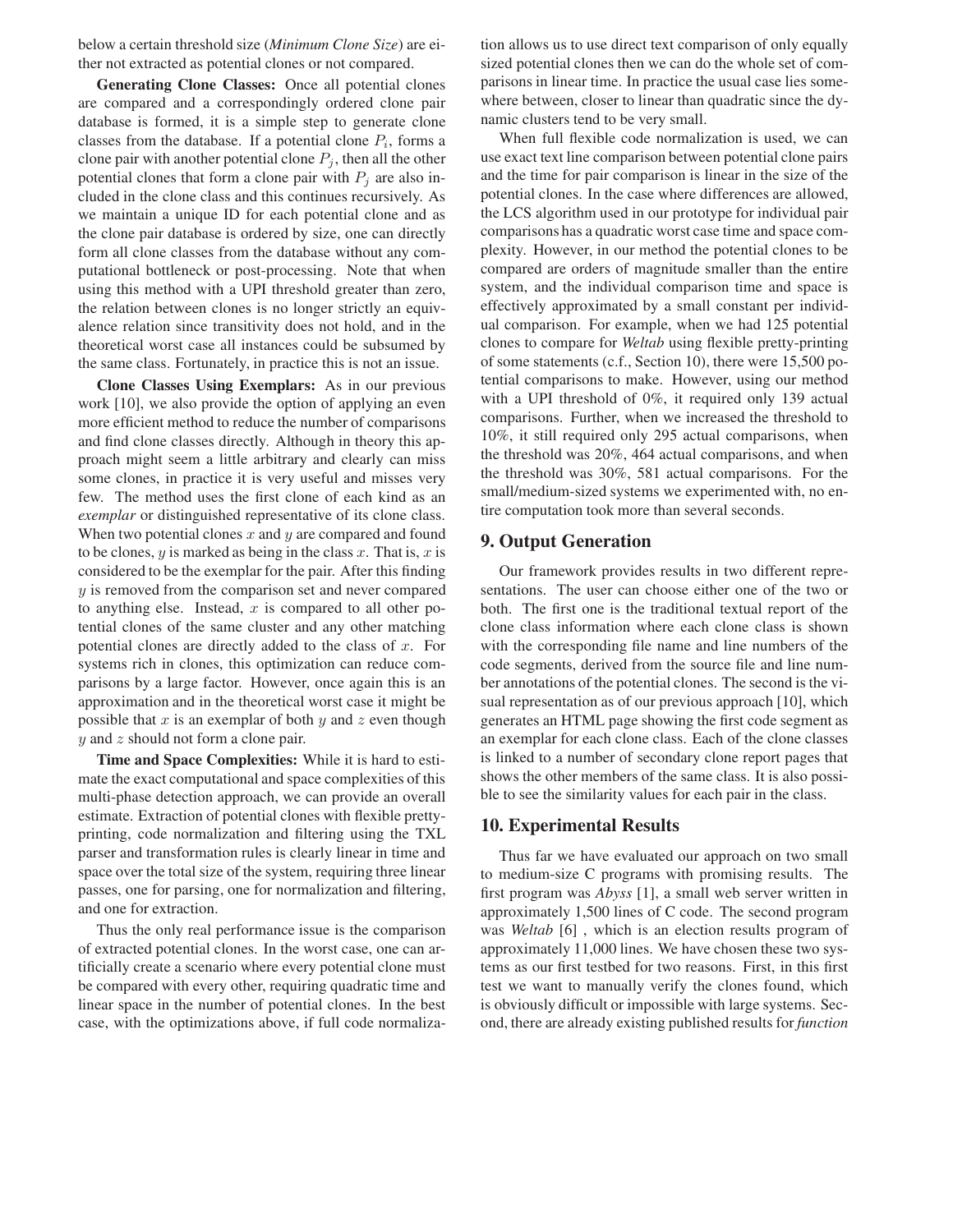below a certain threshold size (*Minimum Clone Size*) are either not extracted as potential clones or not compared.

**Generating Clone Classes:** Once all potential clones are compared and a correspondingly ordered clone pair database is formed, it is a simple step to generate clone classes from the database. If a potential clone $P_i$, forms a clone pair with another potential clone $P_j$, then all the other potential clones that form a clone pair with $P_j$ are also included in the clone class and this continues recursively. As we maintain a unique ID for each potential clone and as the clone pair database is ordered by size, one can directly form all clone classes from the database without any computational bottleneck or post-processing. Note that when using this method with a UPI threshold greater than zero, the relation between clones is no longer strictly an equivalence relation since transitivity does not hold, and in the theoretical worst case all instances could be subsumed by the same class. Fortunately, in practice this is not an issue.

**Clone Classes Using Exemplars:** As in our previous work [10], we also provide the option of applying an even more efficient method to reduce the number of comparisons and find clone classes directly. Although in theory this approach might seem a little arbitrary and clearly can miss some clones, in practice it is very useful and misses very few. The method uses the first clone of each kind as an *exemplar* or distinguished representative of its clone class. When two potential clones $x$ and $y$ are compared and found to be clones, $y$ is marked as being in the class $x$. That is, $x$ is considered to be the exemplar for the pair. After this finding $y$ is removed from the comparison set and never compared to anything else. Instead, $x$ is compared to all other potential clones of the same cluster and any other matching potential clones are directly added to the class of $x$. For systems rich in clones, this optimization can reduce comparisons by a large factor. However, once again this is an approximation and in the theoretical worst case it might be possible that $x$ is an exemplar of both $y$ and $z$ even though $y$ and $z$ should not form a clone pair.

**Time and Space Complexities:** While it is hard to estimate the exact computational and space complexities of this multi-phase detection approach, we can provide an overall estimate. Extraction of potential clones with flexible pretty-printing, code normalization and filtering using the TXL parser and transformation rules is clearly linear in time and space over the total size of the system, requiring three linear passes, one for parsing, one for normalization and filtering, and one for extraction.

Thus the only real performance issue is the comparison of extracted potential clones. In the worst case, one can artificially create a scenario where every potential clone must be compared with every other, requiring quadratic time and linear space in the number of potential clones. In the best case, with the optimizations above, if full code normalization allows us to use direct text comparison of only equally sized potential clones then we can do the whole set of comparisons in linear time. In practice the usual case lies somewhere between, closer to linear than quadratic since the dynamic clusters tend to be very small.

When full flexible code normalization is used, we can use exact text line comparison between potential clone pairs and the time for pair comparison is linear in the size of the potential clones. In the case where differences are allowed, the LCS algorithm used in our prototype for individual pair comparisons has a quadratic worst case time and space complexity. However, in our method the potential clones to be compared are orders of magnitude smaller than the entire system, and the individual comparison time and space is effectively approximated by a small constant per individual comparison. For example, when we had 125 potential clones to compare for *Weltab* using flexible pretty-printing of some statements (c.f., Section 10), there were 15,500 potential comparisons to make. However, using our method with a UPI threshold of 0%, it required only 139 actual comparisons. Further, when we increased the threshold to 10%, it still required only 295 actual comparisons, when the threshold was 20%, 464 actual comparisons, and when the threshold was 30%, 581 actual comparisons. For the small/medium-sized systems we experimented with, no entire computation took more than several seconds.

## 9. Output Generation

Our framework provides results in two different representations. The user can choose either one of the two or both. The first one is the traditional textual report of the clone class information where each clone class is shown with the corresponding file name and line numbers of the code segments, derived from the source file and line number annotations of the potential clones. The second is the visual representation as of our previous approach [10], which generates an HTML page showing the first code segment as an exemplar for each clone class. Each of the clone classes is linked to a number of secondary clone report pages that shows the other members of the same class. It is also possible to see the similarity values for each pair in the class.

## 10. Experimental Results

Thus far we have evaluated our approach on two small to medium-size C programs with promising results. The first program was *Abyss* [1], a small web server written in approximately 1,500 lines of C code. The second program was *Weltab* [6] , which is an election results program of approximately 11,000 lines. We have chosen these two systems as our first testbed for two reasons. First, in this first test we want to manually verify the clones found, which is obviously difficult or impossible with large systems. Second, there are already existing published results for *function*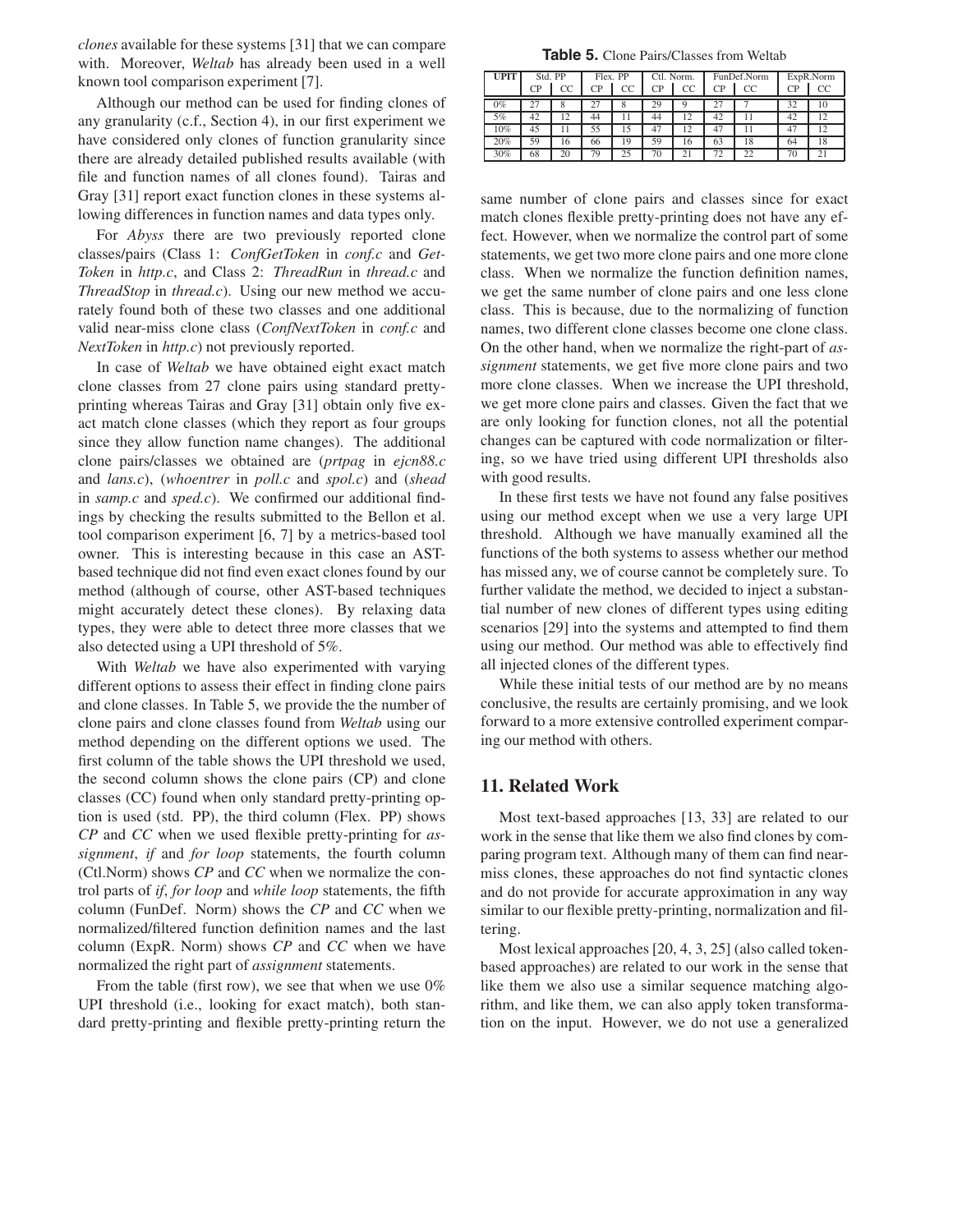*clones* available for these systems [31] that we can compare with. Moreover, *Weltab* has already been used in a well known tool comparison experiment [7].

Although our method can be used for finding clones of any granularity (c.f., Section 4), in our first experiment we have considered only clones of function granularity since there are already detailed published results available (with file and function names of all clones found). Tairas and Gray [31] report exact function clones in these systems allowing differences in function names and data types only.

For *Abyss* there are two previously reported clone classes/pairs (Class 1: *ConfGetToken* in *conf.c* and *GetToken* in *http.c*, and Class 2: *ThreadRun* in *thread.c* and *ThreadStop* in *thread.c*). Using our new method we accurately found both of these two classes and one additional valid near-miss clone class (*ConfNextToken* in *conf.c* and *NextToken* in *http.c*) not previously reported.

In case of *Weltab* we have obtained eight exact match clone classes from 27 clone pairs using standard pretty-printing whereas Tairas and Gray [31] obtain only five exact match clone classes (which they report as four groups since they allow function name changes). The additional clone pairs/classes we obtained are (*prtpag* in *ejcn88.c* and *lans.c*), (*whoentrer* in *poll.c* and *spol.c*) and (*shead* in *samp.c* and *sped.c*). We confirmed our additional findings by checking the results submitted to the Bellon et al. tool comparison experiment [6, 7] by a metrics-based tool owner. This is interesting because in this case an AST-based technique did not find even exact clones found by our method (although of course, other AST-based techniques might accurately detect these clones). By relaxing data types, they were able to detect three more classes that we also detected using a UPI threshold of 5%.

With *Weltab* we have also experimented with varying different options to assess their effect in finding clone pairs and clone classes. In Table 5, we provide the the number of clone pairs and clone classes found from *Weltab* using our method depending on the different options we used. The first column of the table shows the UPI threshold we used, the second column shows the clone pairs (CP) and clone classes (CC) found when only standard pretty-printing option is used (std. PP), the third column (Flex. PP) shows *CP* and *CC* when we used flexible pretty-printing for *assignment*, *if* and *for loop* statements, the fourth column (Ctl.Norm) shows *CP* and *CC* when we normalize the control parts of *if*, *for loop* and *while loop* statements, the fifth column (FunDef. Norm) shows the *CP* and *CC* when we normalized/filtered function definition names and the last column (ExpR. Norm) shows *CP* and *CC* when we have normalized the right part of *assignment* statements.

From the table (first row), we see that when we use 0% UPI threshold (i.e., looking for exact match), both standard pretty-printing and flexible pretty-printing return the same number of clone pairs and classes since for exact match clones flexible pretty-printing does not have any effect. However, when we normalize the control part of some statements, we get two more clone pairs and one more clone class. When we normalize the function definition names, we get the same number of clone pairs and one less clone class. This is because, due to the normalizing of function names, two different clone classes become one clone class. On the other hand, when we normalize the right-part of *assignment* statements, we get five more clone pairs and two more clone classes. When we increase the UPI threshold, we get more clone pairs and classes. Given the fact that we are only looking for function clones, not all the potential changes can be captured with code normalization or filtering, so we have tried using different UPI thresholds also with good results.

**Table 5.** Clone Pairs/Classes from Weltab

| UPIT | Std. PP | | Flex. PP | | Ctl. Norm. | | FunDef.Norm | | ExpR.Norm | |
|---|---|---|---|---|---|---|---|---|---|---|
| | CP | CC | CP | CC | CP | CC | CP | CC | CP | CC |
| 0% | 27 | 8 | 27 | 8 | 29 | 9 | 27 | 7 | 32 | 10 |
| 5% | 42 | 12 | 44 | 11 | 44 | 12 | 42 | 11 | 42 | 12 |
| 10% | 45 | 11 | 55 | 15 | 47 | 12 | 47 | 11 | 47 | 12 |
| 20% | 59 | 16 | 66 | 19 | 59 | 16 | 63 | 18 | 64 | 18 |
| 30% | 68 | 20 | 79 | 25 | 70 | 21 | 72 | 22 | 70 | 21 |

In these first tests we have not found any false positives using our method except when we use a very large UPI threshold. Although we have manually examined all the functions of the both systems to assess whether our method has missed any, we of course cannot be completely sure. To further validate the method, we decided to inject a substantial number of new clones of different types using editing scenarios [29] into the systems and attempted to find them using our method. Our method was able to effectively find all injected clones of the different types.

While these initial tests of our method are by no means conclusive, the results are certainly promising, and we look forward to a more extensive controlled experiment comparing our method with others.

## 11. Related Work

Most text-based approaches [13, 33] are related to our work in the sense that like them we also find clones by comparing program text. Although many of them can find near-miss clones, these approaches do not find syntactic clones and do not provide for accurate approximation in any way similar to our flexible pretty-printing, normalization and filtering.

Most lexical approaches [20, 4, 3, 25] (also called token-based approaches) are related to our work in the sense that like them we also use a similar sequence matching algorithm, and like them, we can also apply token transformation on the input. However, we do not use a generalized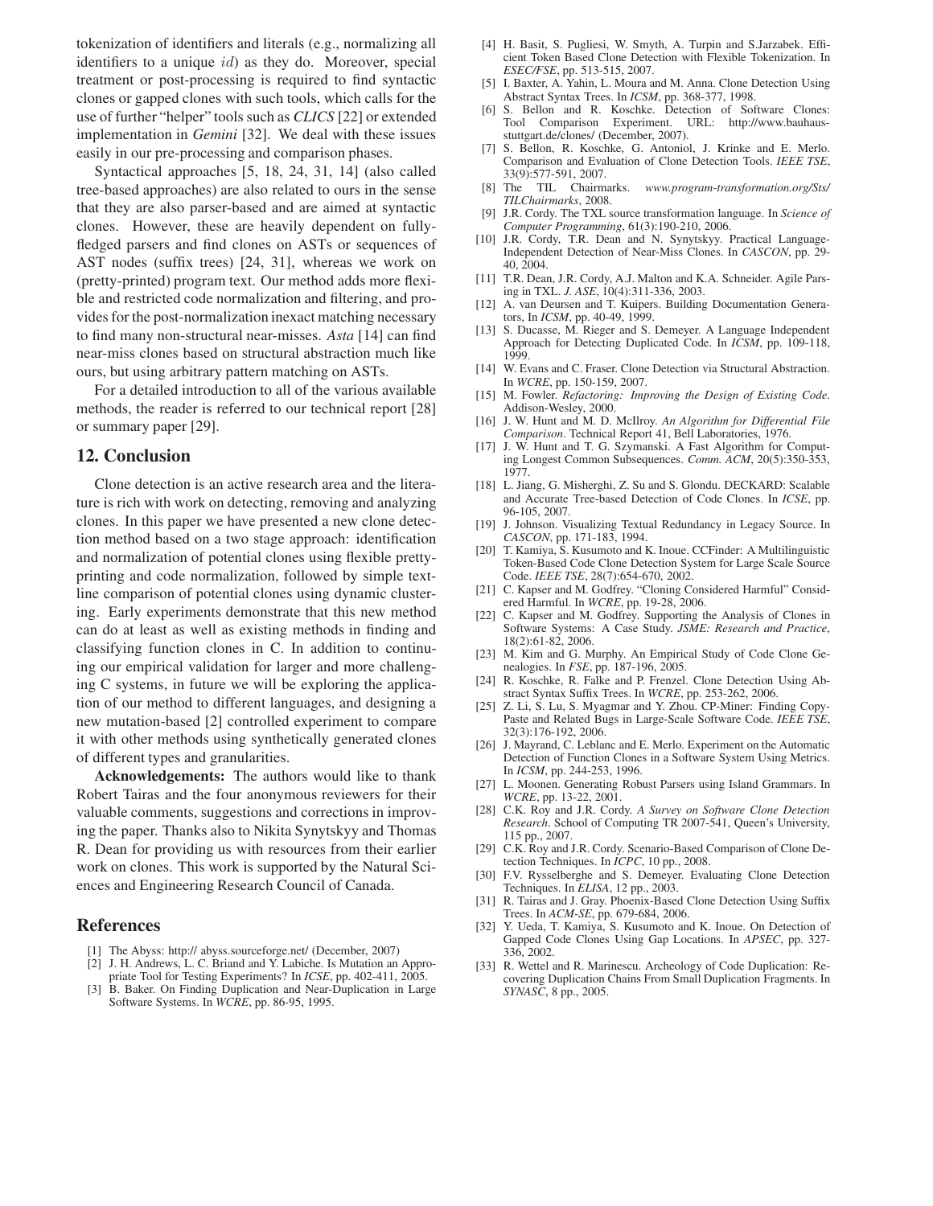tokenization of identifiers and literals (e.g., normalizing all identifiers to a unique $id$) as they do. Moreover, special treatment or post-processing is required to find syntactic clones or gapped clones with such tools, which calls for the use of further "helper" tools such as *CLICS* [22] or extended implementation in *Gemini* [32]. We deal with these issues easily in our pre-processing and comparison phases.

Syntactical approaches [5, 18, 24, 31, 14] (also called tree-based approaches) are also related to ours in the sense that they are also parser-based and are aimed at syntactic clones. However, these are heavily dependent on fully-fledged parsers and find clones on ASTs or sequences of AST nodes (suffix trees) [24, 31], whereas we work on (pretty-printed) program text. Our method adds more flexible and restricted code normalization and filtering, and provides for the post-normalization inexact matching necessary to find many non-structural near-misses. *Asta* [14] can find near-miss clones based on structural abstraction much like ours, but using arbitrary pattern matching on ASTs.

For a detailed introduction to all of the various available methods, the reader is referred to our technical report [28] or summary paper [29].

## 12. Conclusion

Clone detection is an active research area and the literature is rich with work on detecting, removing and analyzing clones. In this paper we have presented a new clone detection method based on a two stage approach: identification and normalization of potential clones using flexible pretty-printing and code normalization, followed by simple text-line comparison of potential clones using dynamic clustering. Early experiments demonstrate that this new method can do at least as well as existing methods in finding and classifying function clones in C. In addition to continuing our empirical validation for larger and more challenging C systems, in future we will be exploring the application of our method to different languages, and designing a new mutation-based [2] controlled experiment to compare it with other methods using synthetically generated clones of different types and granularities.

**Acknowledgements:** The authors would like to thank Robert Tairas and the four anonymous reviewers for their valuable comments, suggestions and corrections in improving the paper. Thanks also to Nikita Synytskyy and Thomas R. Dean for providing us with resources from their earlier work on clones. This work is supported by the Natural Sciences and Engineering Research Council of Canada.

## References

[1] The Abyss: http:// abyss.sourceforge.net/ (December, 2007)

[2] J. H. Andrews, L. C. Briand and Y. Labiche. Is Mutation an Appropriate Tool for Testing Experiments? In *ICSE*, pp. 402-411, 2005.

[3] B. Baker. On Finding Duplication and Near-Duplication in Large Software Systems. In *WCRE*, pp. 86-95, 1995.

[4] H. Basit, S. Pugliesi, W. Smyth, A. Turpin and S.Jarzabek. Efficient Token Based Clone Detection with Flexible Tokenization. In *ESEC/FSE*, pp. 513-515, 2007.

[5] I. Baxter, A. Yahin, L. Moura and M. Anna. Clone Detection Using Abstract Syntax Trees. In *ICSM*, pp. 368-377, 1998.

[6] S. Bellon and R. Koschke. Detection of Software Clones: Tool Comparison Experiment. URL: http://www.bauhaus-stuttgart.de/clones/ (December, 2007).

[7] S. Bellon, R. Koschke, G. Antoniol, J. Krinke and E. Merlo. Comparison and Evaluation of Clone Detection Tools. *IEEE TSE*, 33(9):577-591, 2007.

[8] The TIL Chairmarks. *www.program-transformation.org/Sts/TILChairmarks*, 2008.

[9] J.R. Cordy. The TXL source transformation language. In *Science of Computer Programming*, 61(3):190-210, 2006.

[10] J.R. Cordy, T.R. Dean and N. Synytskyy. Practical Language-Independent Detection of Near-Miss Clones. In *CASCON*, pp. 29-40, 2004.

[11] T.R. Dean, J.R. Cordy, A.J. Malton and K.A. Schneider. Agile Parsing in TXL. *J. ASE*, 10(4):311-336, 2003.

[12] A. van Deursen and T. Kuipers. Building Documentation Generators, In *ICSM*, pp. 40-49, 1999.

[13] S. Ducasse, M. Rieger and S. Demeyer. A Language Independent Approach for Detecting Duplicated Code. In *ICSM*, pp. 109-118, 1999.

[14] W. Evans and C. Fraser. Clone Detection via Structural Abstraction. In *WCRE*, pp. 150-159, 2007.

[15] M. Fowler. *Refactoring: Improving the Design of Existing Code*. Addison-Wesley, 2000.

[16] J. W. Hunt and M. D. McIlroy. *An Algorithm for Differential File Comparison*. Technical Report 41, Bell Laboratories, 1976.

[17] J. W. Hunt and T. G. Szymanski. A Fast Algorithm for Computing Longest Common Subsequences. *Comm. ACM*, 20(5):350-353, 1977.

[18] L. Jiang, G. Misherghi, Z. Su and S. Glondu. DECKARD: Scalable and Accurate Tree-based Detection of Code Clones. In *ICSE*, pp. 96-105, 2007.

[19] J. Johnson. Visualizing Textual Redundancy in Legacy Source. In *CASCON*, pp. 171-183, 1994.

[20] T. Kamiya, S. Kusumoto and K. Inoue. CCFinder: A Multilinguistic Token-Based Code Clone Detection System for Large Scale Source Code. *IEEE TSE*, 28(7):654-670, 2002.

[21] C. Kapser and M. Godfrey. "Cloning Considered Harmful" Considered Harmful. In *WCRE*, pp. 19-28, 2006.

[22] C. Kapser and M. Godfrey. Supporting the Analysis of Clones in Software Systems: A Case Study. *JSME: Research and Practice*, 18(2):61-82, 2006.

[23] M. Kim and G. Murphy. An Empirical Study of Code Clone Genealogies. In *FSE*, pp. 187-196, 2005.

[24] R. Koschke, R. Falke and P. Frenzel. Clone Detection Using Abstract Syntax Suffix Trees. In *WCRE*, pp. 253-262, 2006.

[25] Z. Li, S. Lu, S. Myagmar and Y. Zhou. CP-Miner: Finding Copy-Paste and Related Bugs in Large-Scale Software Code. *IEEE TSE*, 32(3):176-192, 2006.

[26] J. Mayrand, C. Leblanc and E. Merlo. Experiment on the Automatic Detection of Function Clones in a Software System Using Metrics. In *ICSM*, pp. 244-253, 1996.

[27] L. Moonen. Generating Robust Parsers using Island Grammars. In *WCRE*, pp. 13-22, 2001.

[28] C.K. Roy and J.R. Cordy. *A Survey on Software Clone Detection Research*. School of Computing TR 2007-541, Queen's University, 115 pp., 2007.

[29] C.K. Roy and J.R. Cordy. Scenario-Based Comparison of Clone Detection Techniques. In *ICPC*, 10 pp., 2008.

[30] F.V. Rysselberghe and S. Demeyer. Evaluating Clone Detection Techniques. In *ELISA*, 12 pp., 2003.

[31] R. Tairas and J. Gray. Phoenix-Based Clone Detection Using Suffix Trees. In *ACM-SE*, pp. 679-684, 2006.

[32] Y. Ueda, T. Kamiya, S. Kusumoto and K. Inoue. On Detection of Gapped Code Clones Using Gap Locations. In *APSEC*, pp. 327-336, 2002.

[33] R. Wettel and R. Marinescu. Archeology of Code Duplication: Recovering Duplication Chains From Small Duplication Fragments. In *SYNASC*, 8 pp., 2005.